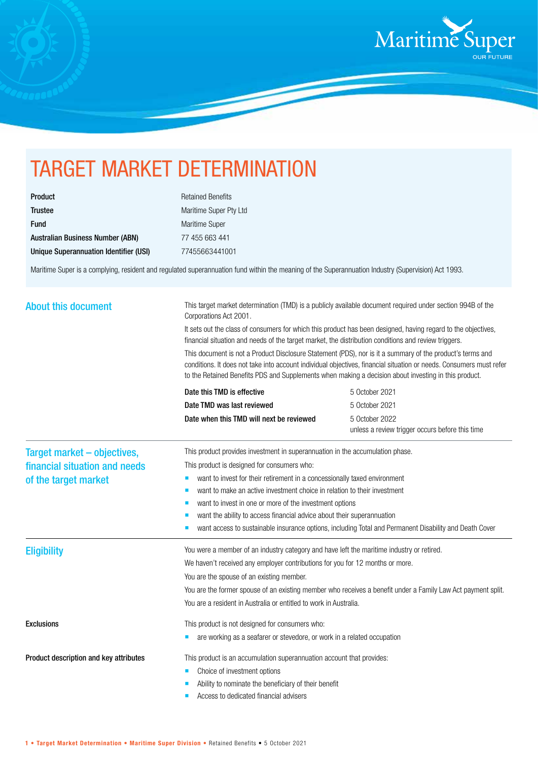# TARGET MARKET DETERMINATION

| | |
|---|---|
| **Product** | Retained Benefits |
| **Trustee** | Maritime Super Pty Ltd |
| **Fund** | Maritime Super |
| **Australian Business Number (ABN)** | 77 455 663 441 |
| **Unique Superannuation Identifier (USI)** | 77455663441001 |

Maritime Super is a complying, resident and regulated superannuation fund within the meaning of the Superannuation Industry (Supervision) Act 1993.

## About this document

This target market determination (TMD) is a publicly available document required under section 994B of the Corporations Act 2001.

It sets out the class of consumers for which this product has been designed, having regard to the objectives, financial situation and needs of the target market, the distribution conditions and review triggers.

This document is not a Product Disclosure Statement (PDS), nor is it a summary of the product's terms and conditions. It does not take into account individual objectives, financial situation or needs. Consumers must refer to the Retained Benefits PDS and Supplements when making a decision about investing in this product.

| | |
|---|---|
| **Date this TMD is effective** | 5 October 2021 |
| **Date TMD was last reviewed** | 5 October 2021 |
| **Date when this TMD will next be reviewed** | 5 October 2022 unless a review trigger occurs before this time |

## Target market – objectives, financial situation and needs of the target market

This product provides investment in superannuation in the accumulation phase.

This product is designed for consumers who:

- want to invest for their retirement in a concessionally taxed environment
- want to make an active investment choice in relation to their investment
- want to invest in one or more of the investment options
- want the ability to access financial advice about their superannuation
- want access to sustainable insurance options, including Total and Permanent Disability and Death Cover

## Eligibility

You were a member of an industry category and have left the maritime industry or retired.

We haven't received any employer contributions for you for 12 months or more.

You are the spouse of an existing member.

You are the former spouse of an existing member who receives a benefit under a Family Law Act payment split.

You are a resident in Australia or entitled to work in Australia.

### Exclusions

This product is not designed for consumers who:

- are working as a seafarer or stevedore, or work in a related occupation

### Product description and key attributes

This product is an accumulation superannuation account that provides:

- Choice of investment options
- Ability to nominate the beneficiary of their benefit
- Access to dedicated financial advisers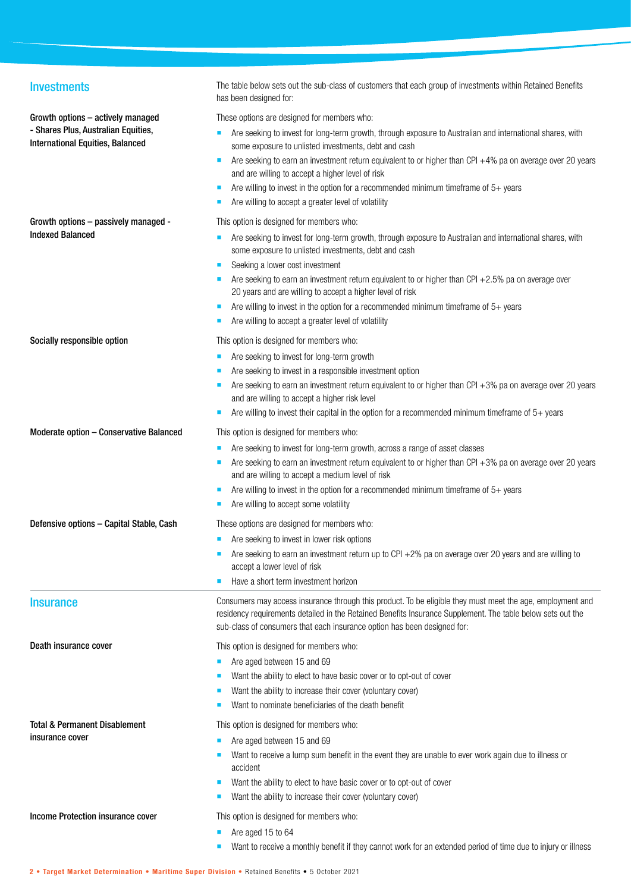## Investments

The table below sets out the sub-class of customers that each group of investments within Retained Benefits has been designed for:

**Growth options – actively managed - Shares Plus, Australian Equities, International Equities, Balanced**

These options are designed for members who:

- Are seeking to invest for long-term growth, through exposure to Australian and international shares, with some exposure to unlisted investments, debt and cash
- Are seeking to earn an investment return equivalent to or higher than CPI +4% pa on average over 20 years and are willing to accept a higher level of risk
- Are willing to invest in the option for a recommended minimum timeframe of 5+ years
- Are willing to accept a greater level of volatility

**Growth options – passively managed - Indexed Balanced**

This option is designed for members who:

- Are seeking to invest for long-term growth, through exposure to Australian and international shares, with some exposure to unlisted investments, debt and cash
- Seeking a lower cost investment
- Are seeking to earn an investment return equivalent to or higher than CPI +2.5% pa on average over 20 years and are willing to accept a higher level of risk
- Are willing to invest in the option for a recommended minimum timeframe of 5+ years
- Are willing to accept a greater level of volatility

**Socially responsible option**

This option is designed for members who:

- Are seeking to invest for long-term growth
- Are seeking to invest in a responsible investment option
- Are seeking to earn an investment return equivalent to or higher than CPI +3% pa on average over 20 years and are willing to accept a higher risk level
- Are willing to invest their capital in the option for a recommended minimum timeframe of 5+ years

**Moderate option – Conservative Balanced**

This option is designed for members who:

- Are seeking to invest for long-term growth, across a range of asset classes
- Are seeking to earn an investment return equivalent to or higher than CPI +3% pa on average over 20 years and are willing to accept a medium level of risk
- Are willing to invest in the option for a recommended minimum timeframe of 5+ years
- Are willing to accept some volatility

**Defensive options – Capital Stable, Cash**

These options are designed for members who:

- Are seeking to invest in lower risk options
- Are seeking to earn an investment return up to CPI +2% pa on average over 20 years and are willing to accept a lower level of risk
- Have a short term investment horizon

## Insurance

Consumers may access insurance through this product. To be eligible they must meet the age, employment and residency requirements detailed in the Retained Benefits Insurance Supplement. The table below sets out the sub-class of consumers that each insurance option has been designed for:

**Death insurance cover**

This option is designed for members who:

- Are aged between 15 and 69
- Want the ability to elect to have basic cover or to opt-out of cover
- Want the ability to increase their cover (voluntary cover)
- Want to nominate beneficiaries of the death benefit

**Total & Permanent Disablement insurance cover**

This option is designed for members who:

- Are aged between 15 and 69
- Want to receive a lump sum benefit in the event they are unable to ever work again due to illness or accident
- Want the ability to elect to have basic cover or to opt-out of cover
- Want the ability to increase their cover (voluntary cover)

**Income Protection insurance cover**

This option is designed for members who:

- Are aged 15 to 64
- Want to receive a monthly benefit if they cannot work for an extended period of time due to injury or illness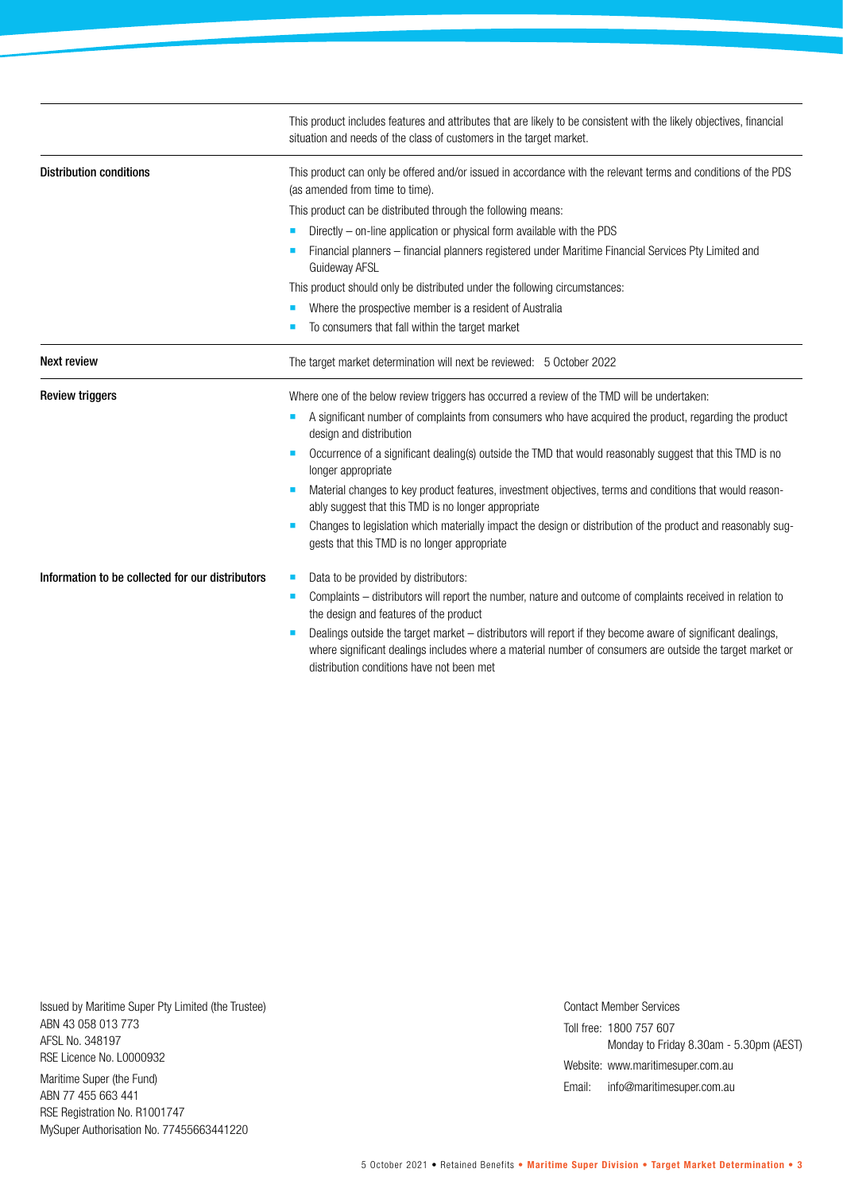| | |
|---|---|
| | This product includes features and attributes that are likely to be consistent with the likely objectives, financial situation and needs of the class of customers in the target market. |
| **Distribution conditions** | This product can only be offered and/or issued in accordance with the relevant terms and conditions of the PDS (as amended from time to time).<br>This product can be distributed through the following means:<br>▪ Directly – on-line application or physical form available with the PDS<br>▪ Financial planners – financial planners registered under Maritime Financial Services Pty Limited and Guideway AFSL<br>This product should only be distributed under the following circumstances:<br>▪ Where the prospective member is a resident of Australia<br>▪ To consumers that fall within the target market |
| **Next review** | The target market determination will next be reviewed: 5 October 2022 |
| **Review triggers** | Where one of the below review triggers has occurred a review of the TMD will be undertaken:<br>▪ A significant number of complaints from consumers who have acquired the product, regarding the product design and distribution<br>▪ Occurrence of a significant dealing(s) outside the TMD that would reasonably suggest that this TMD is no longer appropriate<br>▪ Material changes to key product features, investment objectives, terms and conditions that would reasonably suggest that this TMD is no longer appropriate<br>▪ Changes to legislation which materially impact the design or distribution of the product and reasonably suggests that this TMD is no longer appropriate |
| **Information to be collected for our distributors** | ▪ Data to be provided by distributors:<br>▪ Complaints – distributors will report the number, nature and outcome of complaints received in relation to the design and features of the product<br>▪ Dealings outside the target market – distributors will report if they become aware of significant dealings, where significant dealings includes where a material number of consumers are outside the target market or distribution conditions have not been met |

Issued by Maritime Super Pty Limited (the Trustee)
ABN 43 058 013 773
AFSL No. 348197
RSE Licence No. L0000932

Maritime Super (the Fund)
ABN 77 455 663 441
RSE Registration No. R1001747
MySuper Authorisation No. 77455663441220

Contact Member Services

Toll free: 1800 757 607
Monday to Friday 8.30am - 5.30pm (AEST)

Website: www.maritimesuper.com.au

Email: info@maritimesuper.com.au